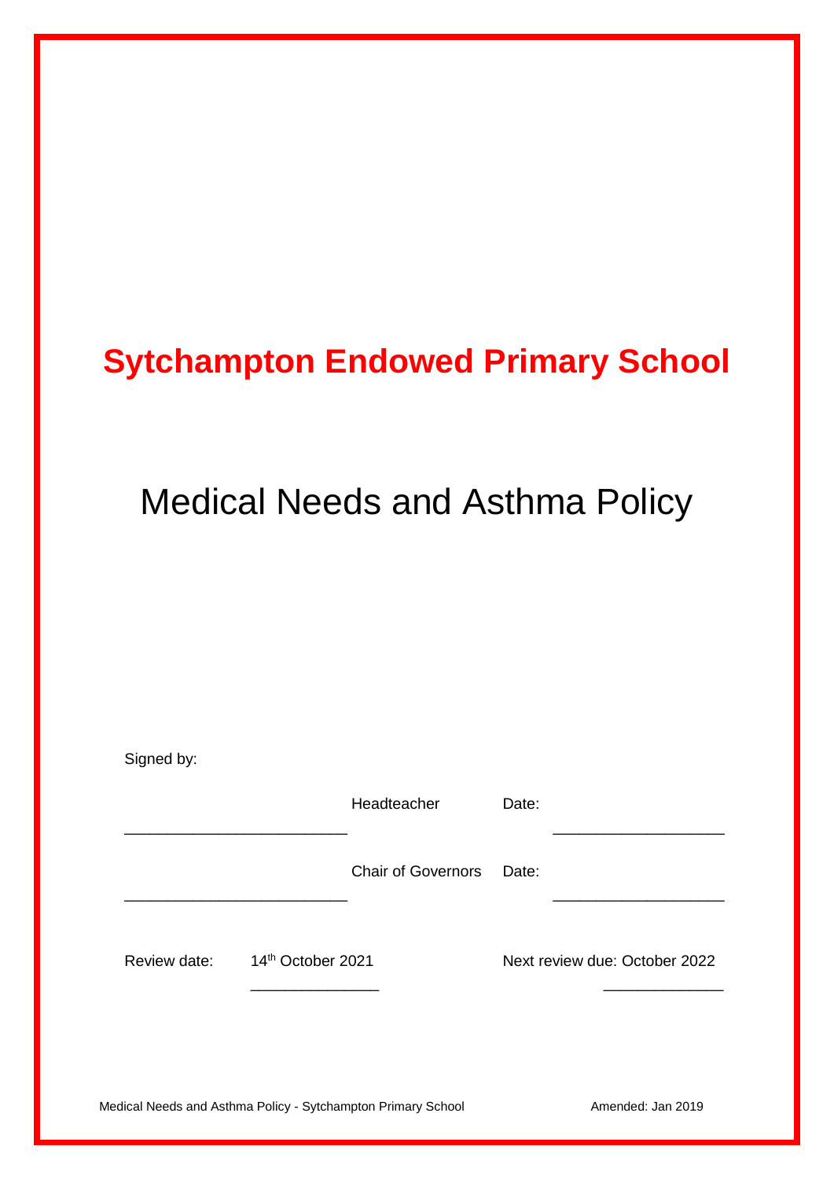# Sytchampton Endowed Primary School

## Medical Needs and Asthma Policy

Signed by:

_________________________ Headteacher Date: ___________________

_________________________ Chair of Governors Date: ___________________

Review date: 14th October 2021 Next review due: October 2022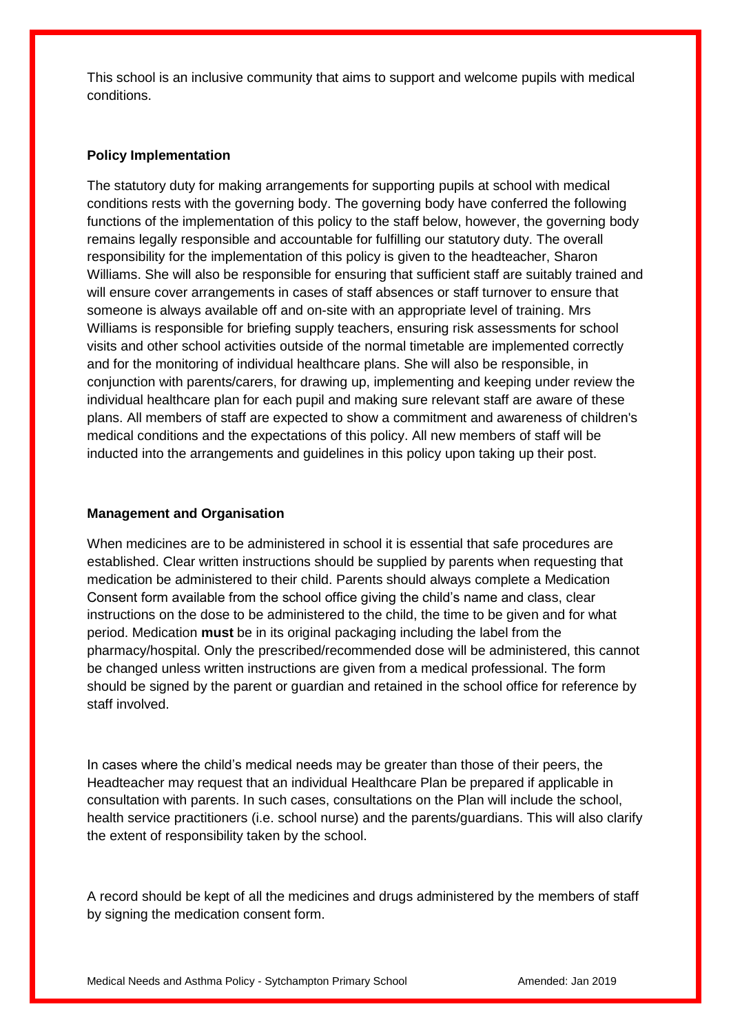This school is an inclusive community that aims to support and welcome pupils with medical conditions.

**Policy Implementation**

The statutory duty for making arrangements for supporting pupils at school with medical conditions rests with the governing body. The governing body have conferred the following functions of the implementation of this policy to the staff below, however, the governing body remains legally responsible and accountable for fulfilling our statutory duty. The overall responsibility for the implementation of this policy is given to the headteacher, Sharon Williams. She will also be responsible for ensuring that sufficient staff are suitably trained and will ensure cover arrangements in cases of staff absences or staff turnover to ensure that someone is always available off and on-site with an appropriate level of training. Mrs Williams is responsible for briefing supply teachers, ensuring risk assessments for school visits and other school activities outside of the normal timetable are implemented correctly and for the monitoring of individual healthcare plans. She will also be responsible, in conjunction with parents/carers, for drawing up, implementing and keeping under review the individual healthcare plan for each pupil and making sure relevant staff are aware of these plans. All members of staff are expected to show a commitment and awareness of children's medical conditions and the expectations of this policy. All new members of staff will be inducted into the arrangements and guidelines in this policy upon taking up their post.

**Management and Organisation**

When medicines are to be administered in school it is essential that safe procedures are established. Clear written instructions should be supplied by parents when requesting that medication be administered to their child. Parents should always complete a Medication Consent form available from the school office giving the child's name and class, clear instructions on the dose to be administered to the child, the time to be given and for what period. Medication **must** be in its original packaging including the label from the pharmacy/hospital. Only the prescribed/recommended dose will be administered, this cannot be changed unless written instructions are given from a medical professional. The form should be signed by the parent or guardian and retained in the school office for reference by staff involved.

In cases where the child's medical needs may be greater than those of their peers, the Headteacher may request that an individual Healthcare Plan be prepared if applicable in consultation with parents. In such cases, consultations on the Plan will include the school, health service practitioners (i.e. school nurse) and the parents/guardians. This will also clarify the extent of responsibility taken by the school.

A record should be kept of all the medicines and drugs administered by the members of staff by signing the medication consent form.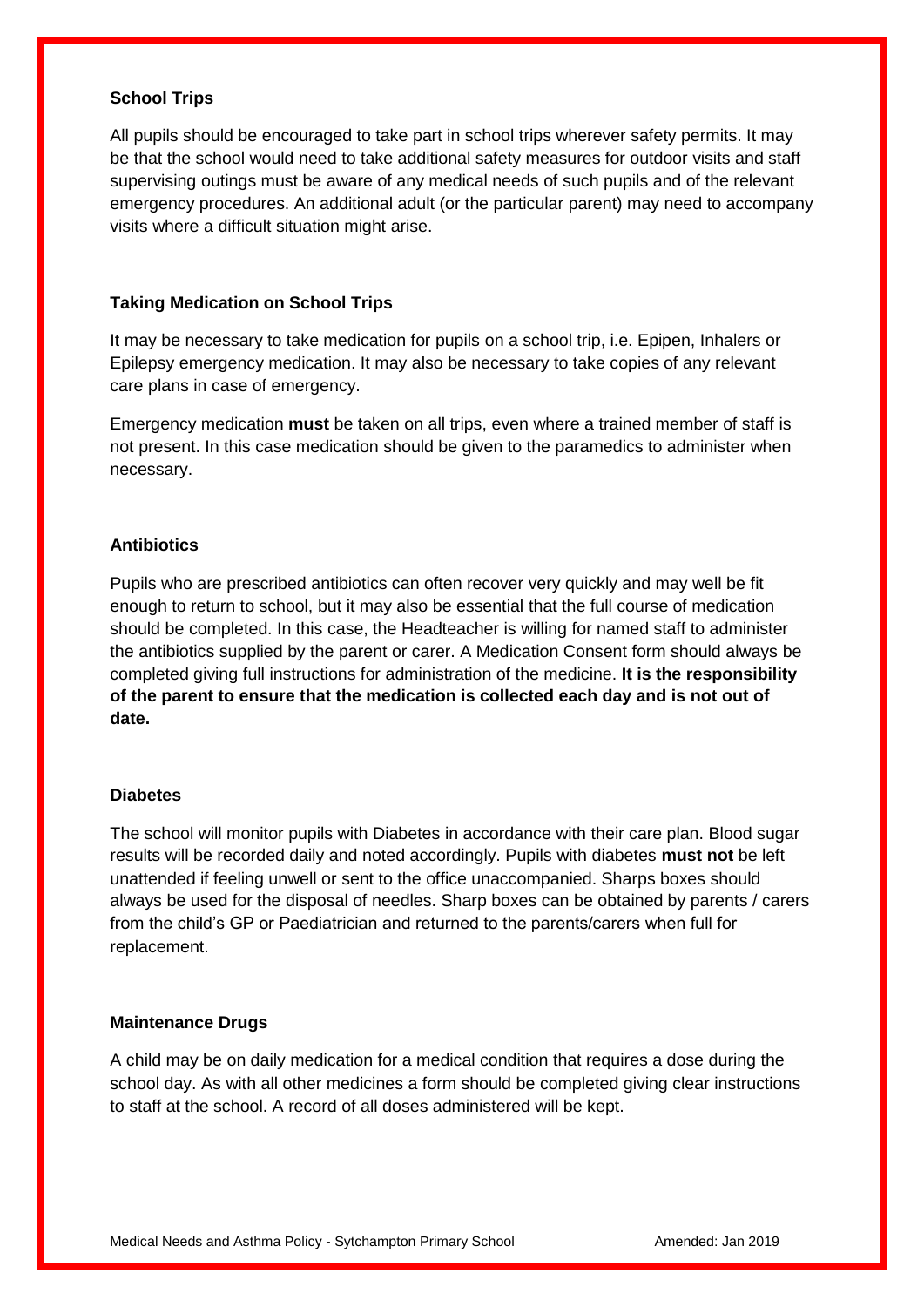### School Trips

All pupils should be encouraged to take part in school trips wherever safety permits. It may be that the school would need to take additional safety measures for outdoor visits and staff supervising outings must be aware of any medical needs of such pupils and of the relevant emergency procedures. An additional adult (or the particular parent) may need to accompany visits where a difficult situation might arise.

### Taking Medication on School Trips

It may be necessary to take medication for pupils on a school trip, i.e. Epipen, Inhalers or Epilepsy emergency medication. It may also be necessary to take copies of any relevant care plans in case of emergency.

Emergency medication **must** be taken on all trips, even where a trained member of staff is not present. In this case medication should be given to the paramedics to administer when necessary.

### Antibiotics

Pupils who are prescribed antibiotics can often recover very quickly and may well be fit enough to return to school, but it may also be essential that the full course of medication should be completed. In this case, the Headteacher is willing for named staff to administer the antibiotics supplied by the parent or carer. A Medication Consent form should always be completed giving full instructions for administration of the medicine. **It is the responsibility of the parent to ensure that the medication is collected each day and is not out of date.**

### Diabetes

The school will monitor pupils with Diabetes in accordance with their care plan. Blood sugar results will be recorded daily and noted accordingly. Pupils with diabetes **must not** be left unattended if feeling unwell or sent to the office unaccompanied. Sharps boxes should always be used for the disposal of needles. Sharp boxes can be obtained by parents / carers from the child's GP or Paediatrician and returned to the parents/carers when full for replacement.

### Maintenance Drugs

A child may be on daily medication for a medical condition that requires a dose during the school day. As with all other medicines a form should be completed giving clear instructions to staff at the school. A record of all doses administered will be kept.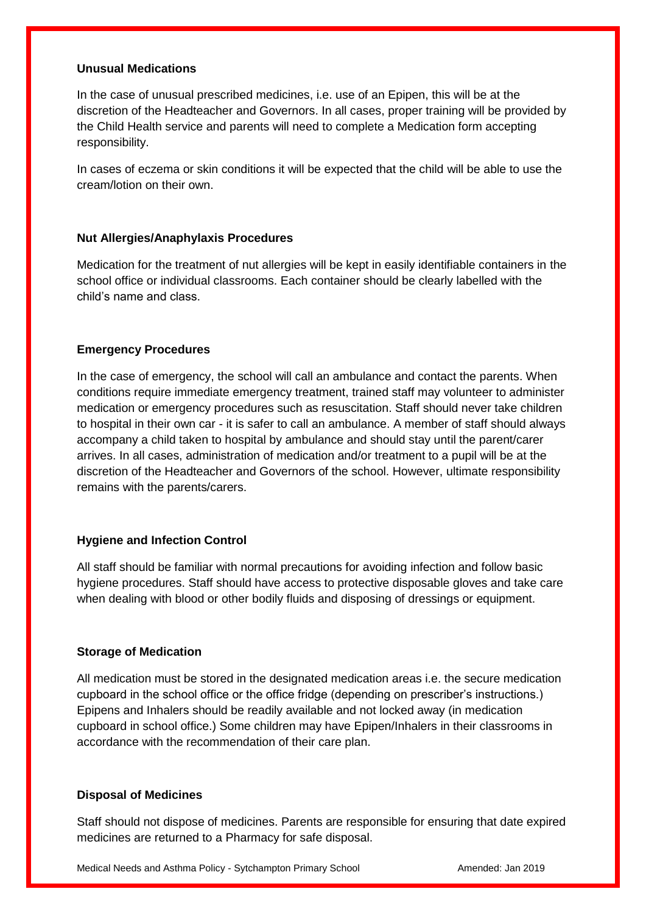**Unusual Medications**

In the case of unusual prescribed medicines, i.e. use of an Epipen, this will be at the discretion of the Headteacher and Governors. In all cases, proper training will be provided by the Child Health service and parents will need to complete a Medication form accepting responsibility.

In cases of eczema or skin conditions it will be expected that the child will be able to use the cream/lotion on their own.

**Nut Allergies/Anaphylaxis Procedures**

Medication for the treatment of nut allergies will be kept in easily identifiable containers in the school office or individual classrooms. Each container should be clearly labelled with the child's name and class.

**Emergency Procedures**

In the case of emergency, the school will call an ambulance and contact the parents. When conditions require immediate emergency treatment, trained staff may volunteer to administer medication or emergency procedures such as resuscitation. Staff should never take children to hospital in their own car - it is safer to call an ambulance. A member of staff should always accompany a child taken to hospital by ambulance and should stay until the parent/carer arrives. In all cases, administration of medication and/or treatment to a pupil will be at the discretion of the Headteacher and Governors of the school. However, ultimate responsibility remains with the parents/carers.

**Hygiene and Infection Control**

All staff should be familiar with normal precautions for avoiding infection and follow basic hygiene procedures. Staff should have access to protective disposable gloves and take care when dealing with blood or other bodily fluids and disposing of dressings or equipment.

**Storage of Medication**

All medication must be stored in the designated medication areas i.e. the secure medication cupboard in the school office or the office fridge (depending on prescriber's instructions.) Epipens and Inhalers should be readily available and not locked away (in medication cupboard in school office.) Some children may have Epipen/Inhalers in their classrooms in accordance with the recommendation of their care plan.

**Disposal of Medicines**

Staff should not dispose of medicines. Parents are responsible for ensuring that date expired medicines are returned to a Pharmacy for safe disposal.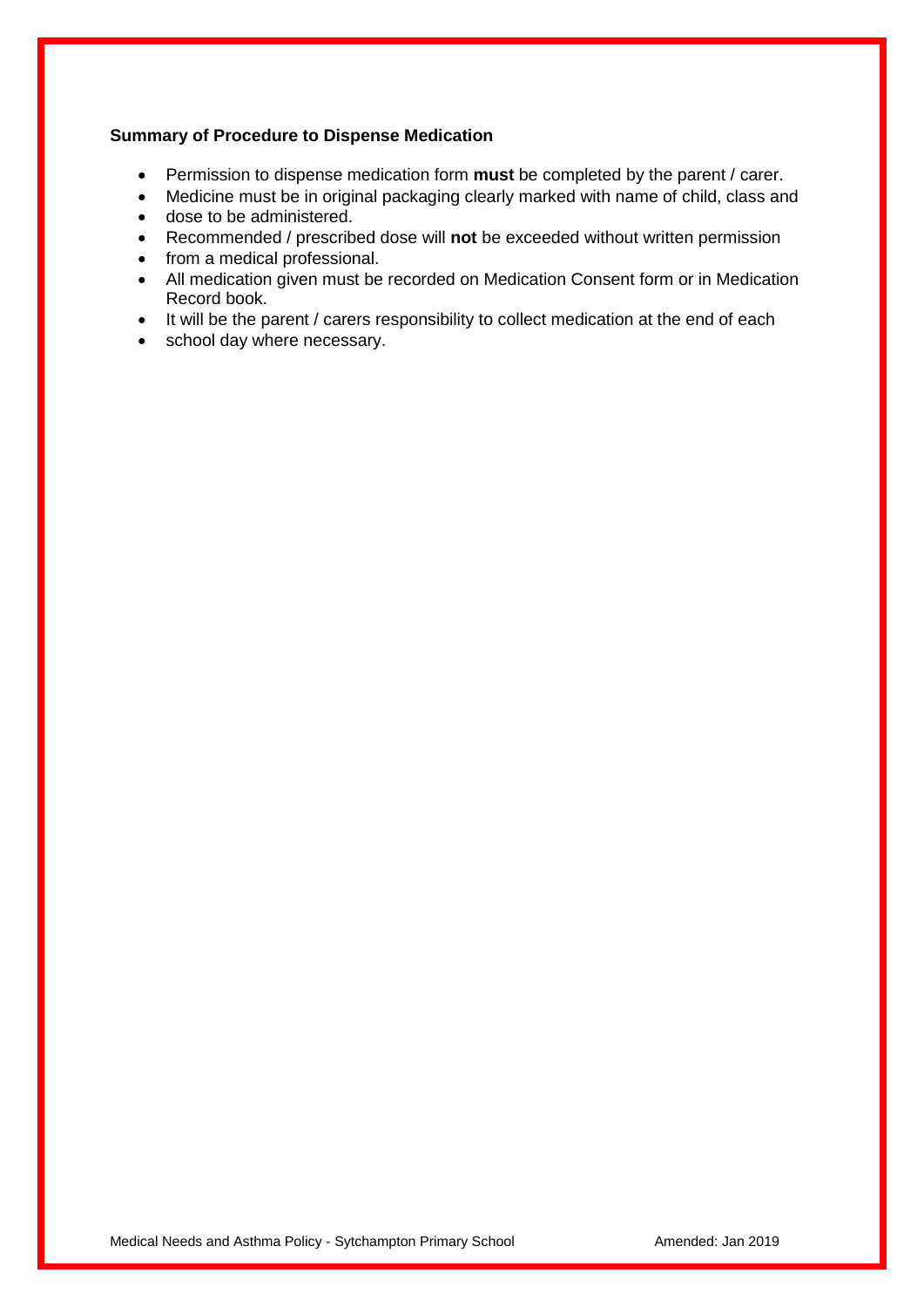**Summary of Procedure to Dispense Medication**

- Permission to dispense medication form **must** be completed by the parent / carer.
- Medicine must be in original packaging clearly marked with name of child, class and
- dose to be administered.
- Recommended / prescribed dose will **not** be exceeded without written permission
- from a medical professional.
- All medication given must be recorded on Medication Consent form or in Medication Record book.
- It will be the parent / carers responsibility to collect medication at the end of each
- school day where necessary.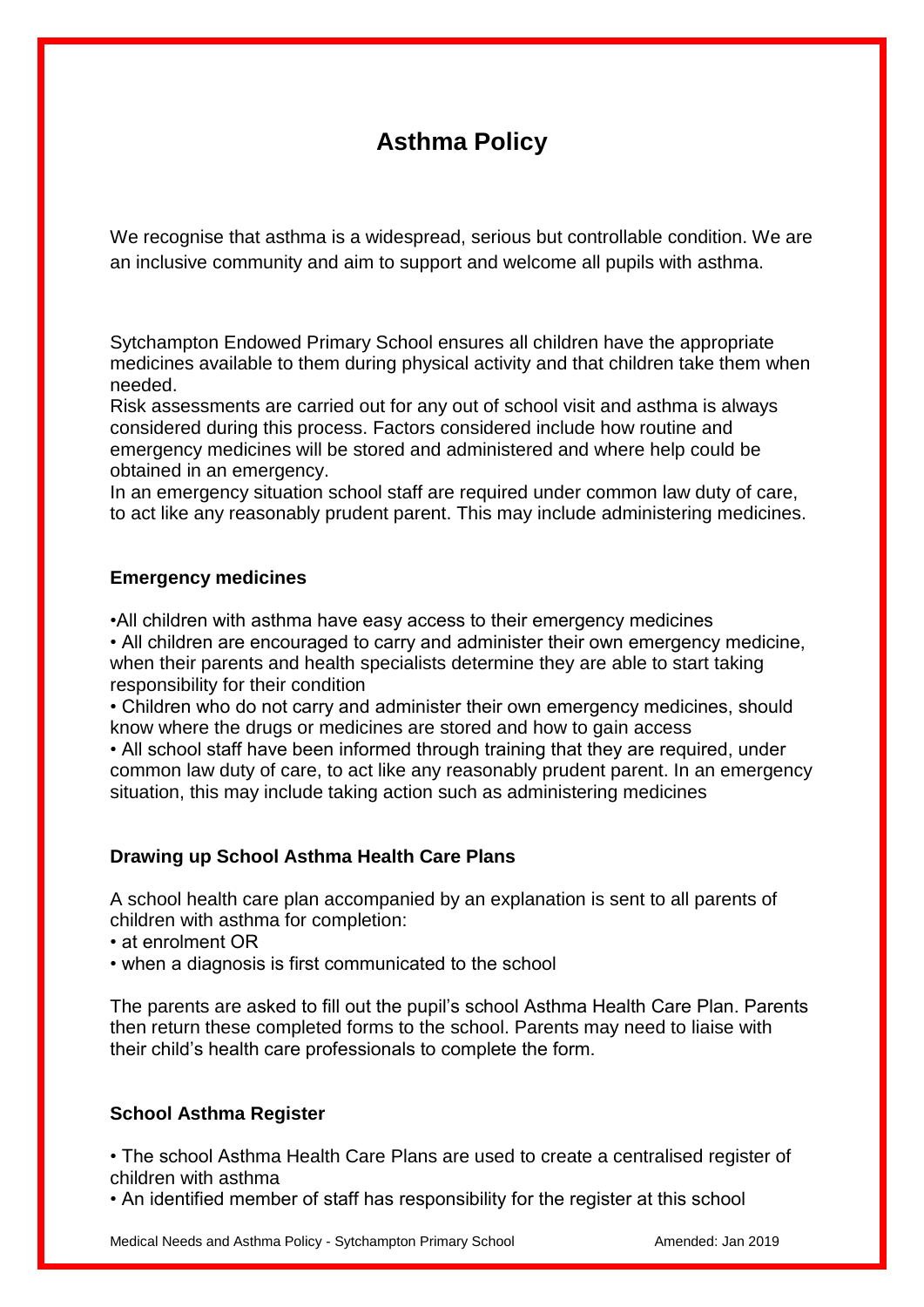# Asthma Policy

We recognise that asthma is a widespread, serious but controllable condition. We are an inclusive community and aim to support and welcome all pupils with asthma.

Sytchampton Endowed Primary School ensures all children have the appropriate medicines available to them during physical activity and that children take them when needed.
Risk assessments are carried out for any out of school visit and asthma is always considered during this process. Factors considered include how routine and emergency medicines will be stored and administered and where help could be obtained in an emergency.
In an emergency situation school staff are required under common law duty of care, to act like any reasonably prudent parent. This may include administering medicines.

**Emergency medicines**

- All children with asthma have easy access to their emergency medicines
- All children are encouraged to carry and administer their own emergency medicine, when their parents and health specialists determine they are able to start taking responsibility for their condition
- Children who do not carry and administer their own emergency medicines, should know where the drugs or medicines are stored and how to gain access
- All school staff have been informed through training that they are required, under common law duty of care, to act like any reasonably prudent parent. In an emergency situation, this may include taking action such as administering medicines

**Drawing up School Asthma Health Care Plans**

A school health care plan accompanied by an explanation is sent to all parents of children with asthma for completion:

- at enrolment OR
- when a diagnosis is first communicated to the school

The parents are asked to fill out the pupil's school Asthma Health Care Plan. Parents then return these completed forms to the school. Parents may need to liaise with their child's health care professionals to complete the form.

**School Asthma Register**

- The school Asthma Health Care Plans are used to create a centralised register of children with asthma
- An identified member of staff has responsibility for the register at this school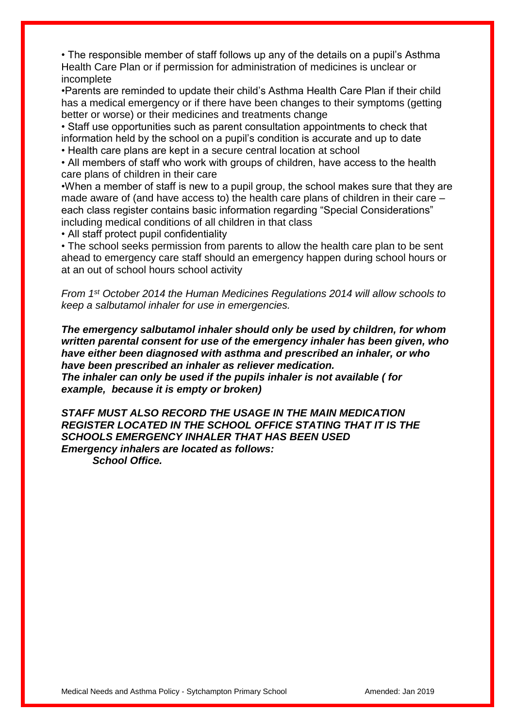- The responsible member of staff follows up any of the details on a pupil's Asthma Health Care Plan or if permission for administration of medicines is unclear or incomplete
- Parents are reminded to update their child's Asthma Health Care Plan if their child has a medical emergency or if there have been changes to their symptoms (getting better or worse) or their medicines and treatments change
- Staff use opportunities such as parent consultation appointments to check that information held by the school on a pupil's condition is accurate and up to date
- Health care plans are kept in a secure central location at school
- All members of staff who work with groups of children, have access to the health care plans of children in their care
- When a member of staff is new to a pupil group, the school makes sure that they are made aware of (and have access to) the health care plans of children in their care – each class register contains basic information regarding "Special Considerations" including medical conditions of all children in that class
- All staff protect pupil confidentiality
- The school seeks permission from parents to allow the health care plan to be sent ahead to emergency care staff should an emergency happen during school hours or at an out of school hours school activity

*From 1st October 2014 the Human Medicines Regulations 2014 will allow schools to keep a salbutamol inhaler for use in emergencies.*

***The emergency salbutamol inhaler should only be used by children, for whom written parental consent for use of the emergency inhaler has been given, who have either been diagnosed with asthma and prescribed an inhaler, or who have been prescribed an inhaler as reliever medication.***
***The inhaler can only be used if the pupils inhaler is not available ( for example, because it is empty or broken)***

***STAFF MUST ALSO RECORD THE USAGE IN THE MAIN MEDICATION REGISTER LOCATED IN THE SCHOOL OFFICE STATING THAT IT IS THE SCHOOLS EMERGENCY INHALER THAT HAS BEEN USED***
***Emergency inhalers are located as follows:***
***School Office.***